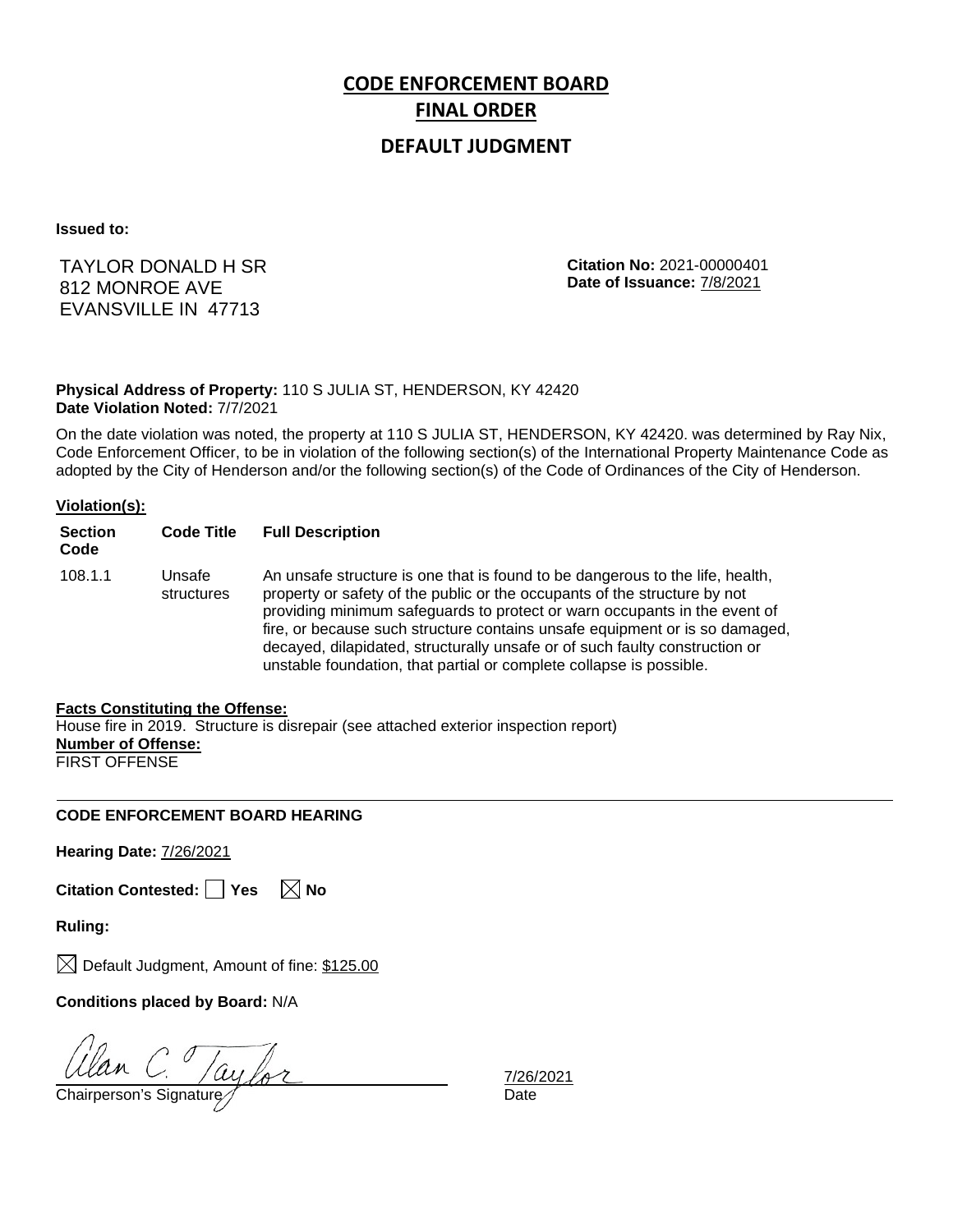# CODE ENFORCEMENT BOARD
# FINAL ORDER

## DEFAULT JUDGMENT

**Issued to:**

TAYLOR DONALD H SR
812 MONROE AVE
EVANSVILLE IN 47713

**Citation No:** 2021-00000401
**Date of Issuance:** 7/8/2021

**Physical Address of Property:** 110 S JULIA ST, HENDERSON, KY 42420
**Date Violation Noted:** 7/7/2021

On the date violation was noted, the property at 110 S JULIA ST, HENDERSON, KY 42420. was determined by Ray Nix, Code Enforcement Officer, to be in violation of the following section(s) of the International Property Maintenance Code as adopted by the City of Henderson and/or the following section(s) of the Code of Ordinances of the City of Henderson.

**Violation(s):**

| Section Code | Code Title | Full Description |
|---|---|---|
| 108.1.1 | Unsafe structures | An unsafe structure is one that is found to be dangerous to the life, health, property or safety of the public or the occupants of the structure by not providing minimum safeguards to protect or warn occupants in the event of fire, or because such structure contains unsafe equipment or is so damaged, decayed, dilapidated, structurally unsafe or of such faulty construction or unstable foundation, that partial or complete collapse is possible. |

**Facts Constituting the Offense:**
House fire in 2019. Structure is disrepair (see attached exterior inspection report)
**Number of Offense:**
FIRST OFFENSE

---

**CODE ENFORCEMENT BOARD HEARING**

**Hearing Date:** 7/26/2021

**Citation Contested:** ☐ Yes ☒ No

**Ruling:**

☒ Default Judgment, Amount of fine: $125.00

**Conditions placed by Board:** N/A

Alan C. Taylor
Chairperson's Signature

7/26/2021
Date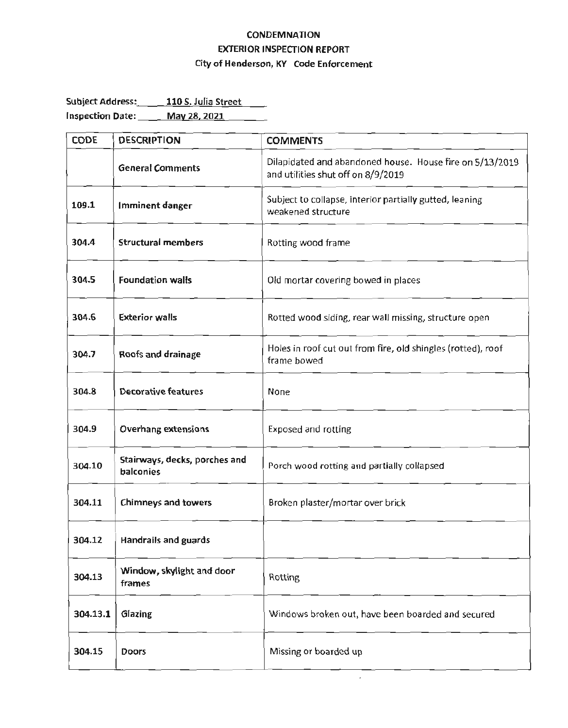# CONDEMNATION

## EXTERIOR INSPECTION REPORT

### City of Henderson, KY Code Enforcement

**Subject Address:** 110 S. Julia Street

**Inspection Date:** May 28, 2021

| CODE | DESCRIPTION | COMMENTS |
|---|---|---|
| | General Comments | Dilapidated and abandoned house. House fire on 5/13/2019 and utilities shut off on 8/9/2019 |
| 109.1 | Imminent danger | Subject to collapse, interior partially gutted, leaning weakened structure |
| 304.4 | Structural members | Rotting wood frame |
| 304.5 | Foundation walls | Old mortar covering bowed in places |
| 304.6 | Exterior walls | Rotted wood siding, rear wall missing, structure open |
| 304.7 | Roofs and drainage | Holes in roof cut out from fire, old shingles (rotted), roof frame bowed |
| 304.8 | Decorative features | None |
| 304.9 | Overhang extensions | Exposed and rotting |
| 304.10 | Stairways, decks, porches and balconies | Porch wood rotting and partially collapsed |
| 304.11 | Chimneys and towers | Broken plaster/mortar over brick |
| 304.12 | Handrails and guards | |
| 304.13 | Window, skylight and door frames | Rotting |
| 304.13.1 | Glazing | Windows broken out, have been boarded and secured |
| 304.15 | Doors | Missing or boarded up |